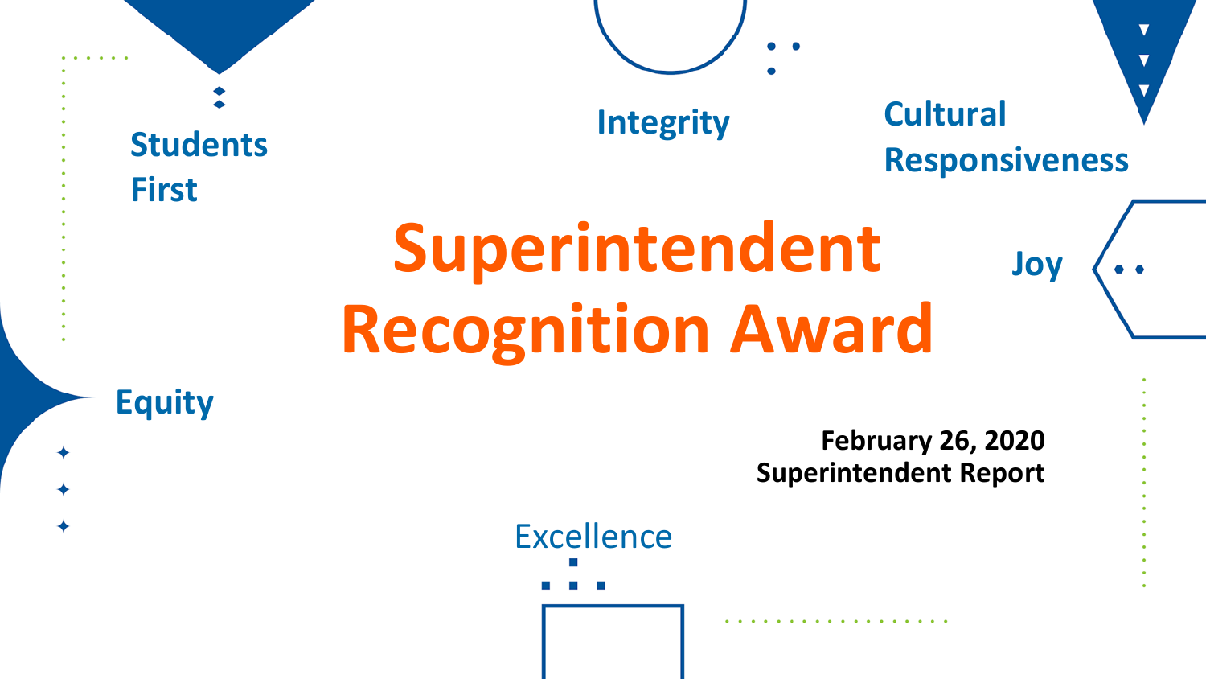Students First

Integrity

Cultural Responsiveness

# Superintendent Recognition Award

Joy

Equity

**February 26, 2020**
**Superintendent Report**

Excellence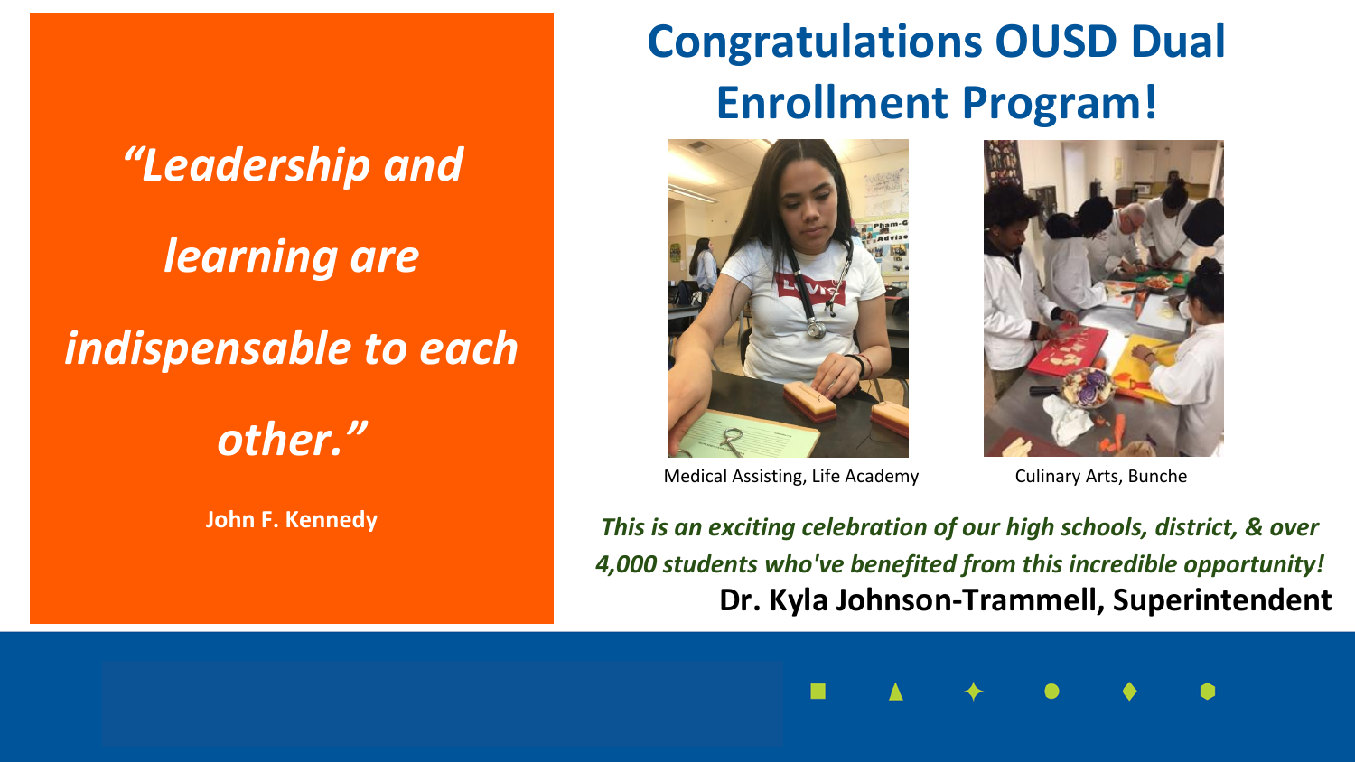*"Leadership and learning are indispensable to each other."*

**John F. Kennedy**

# Congratulations OUSD Dual Enrollment Program!

Medical Assisting, Life Academy

Culinary Arts, Bunche

***This is an exciting celebration of our high schools, district, & over 4,000 students who've benefited from this incredible opportunity!***

**Dr. Kyla Johnson-Trammell, Superintendent**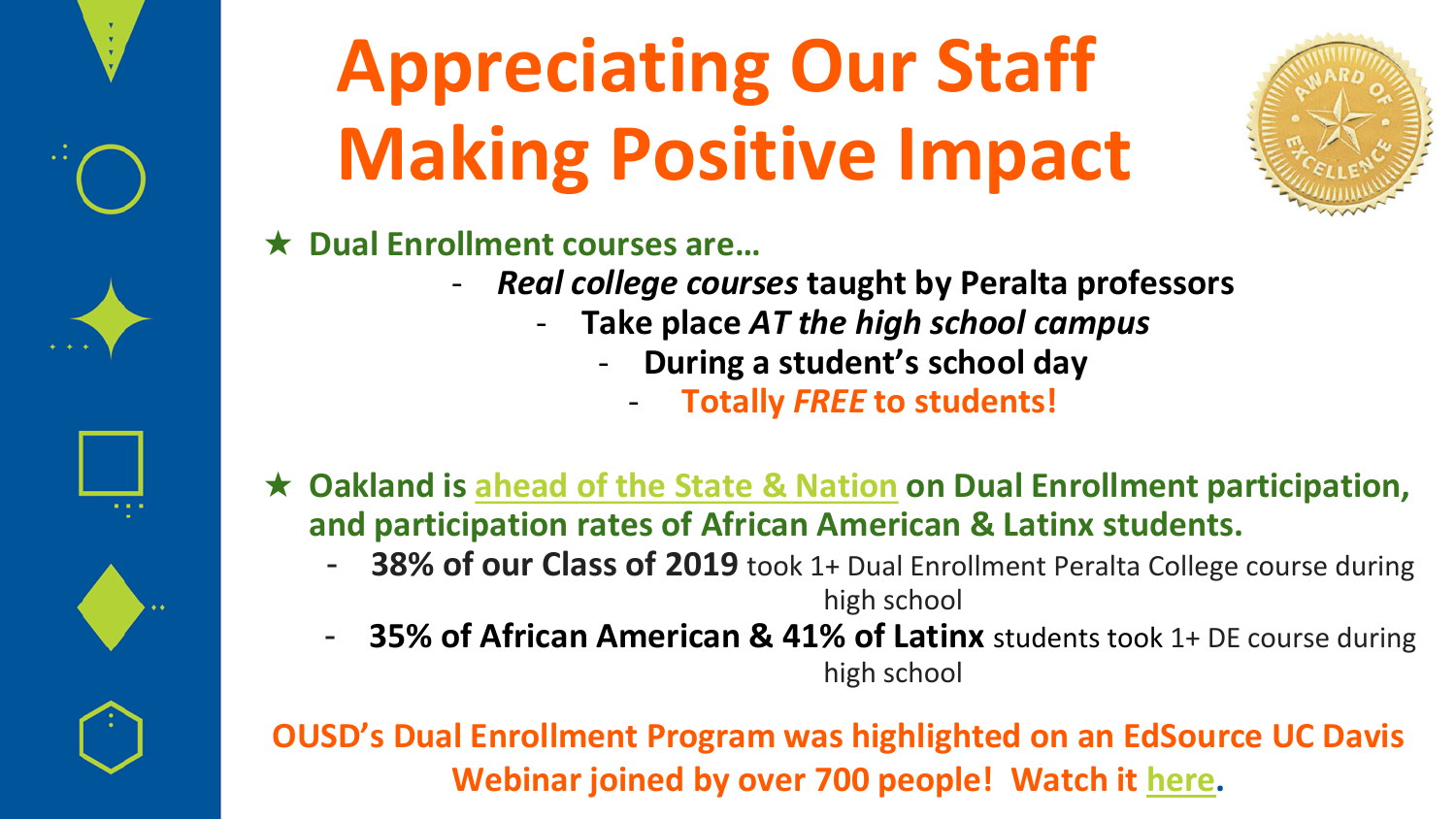# Appreciating Our Staff Making Positive Impact

- ★ **Dual Enrollment courses are…**
  - ***Real college courses*** **taught by Peralta professors**
  - **Take place** ***AT the high school campus***
  - **During a student's school day**
  - **Totally** ***FREE*** **to students!**

- ★ **Oakland is ahead of the State & Nation on Dual Enrollment participation, and participation rates of African American & Latinx students.**
  - **38% of our Class of 2019** took 1+ Dual Enrollment Peralta College course during high school
  - **35% of African American & 41% of Latinx** students took 1+ DE course during high school

**OUSD's Dual Enrollment Program was highlighted on an EdSource UC Davis Webinar joined by over 700 people! Watch it here.**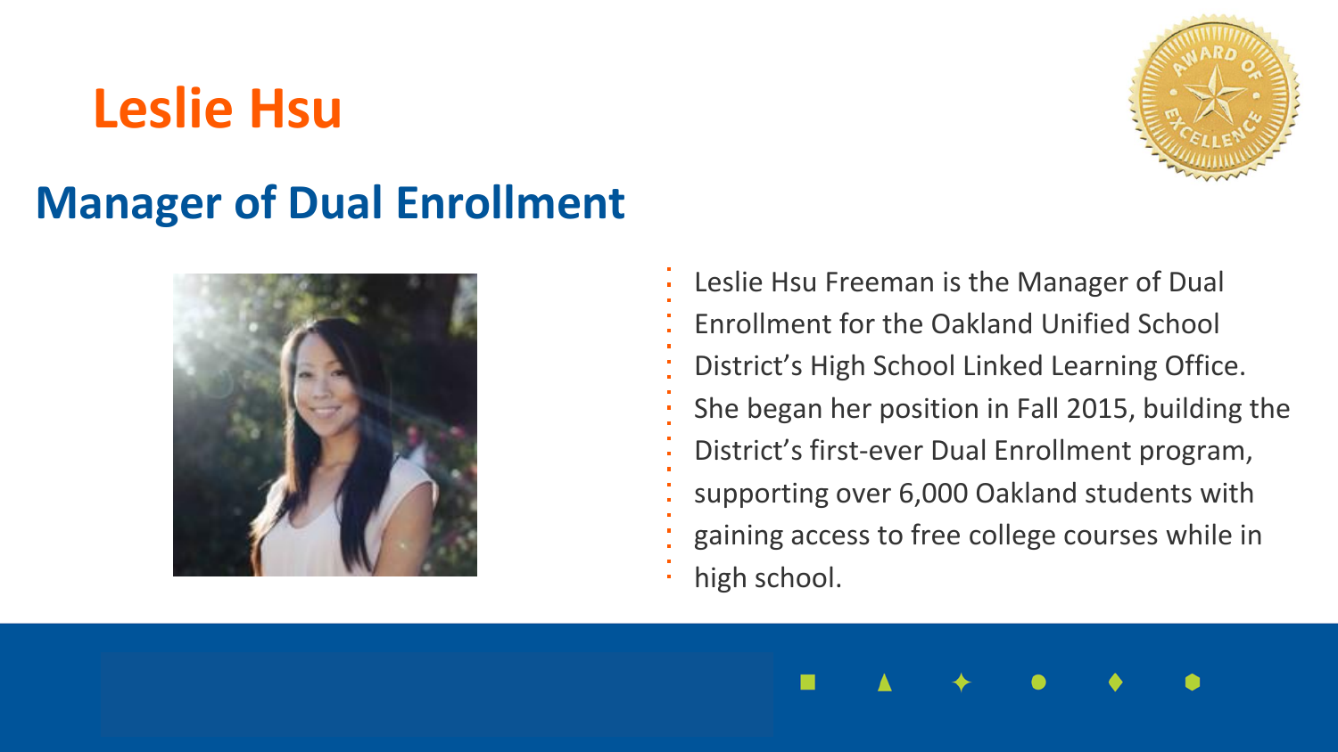# Leslie Hsu

## Manager of Dual Enrollment

Leslie Hsu Freeman is the Manager of Dual Enrollment for the Oakland Unified School District's High School Linked Learning Office. She began her position in Fall 2015, building the District's first-ever Dual Enrollment program, supporting over 6,000 Oakland students with gaining access to free college courses while in high school.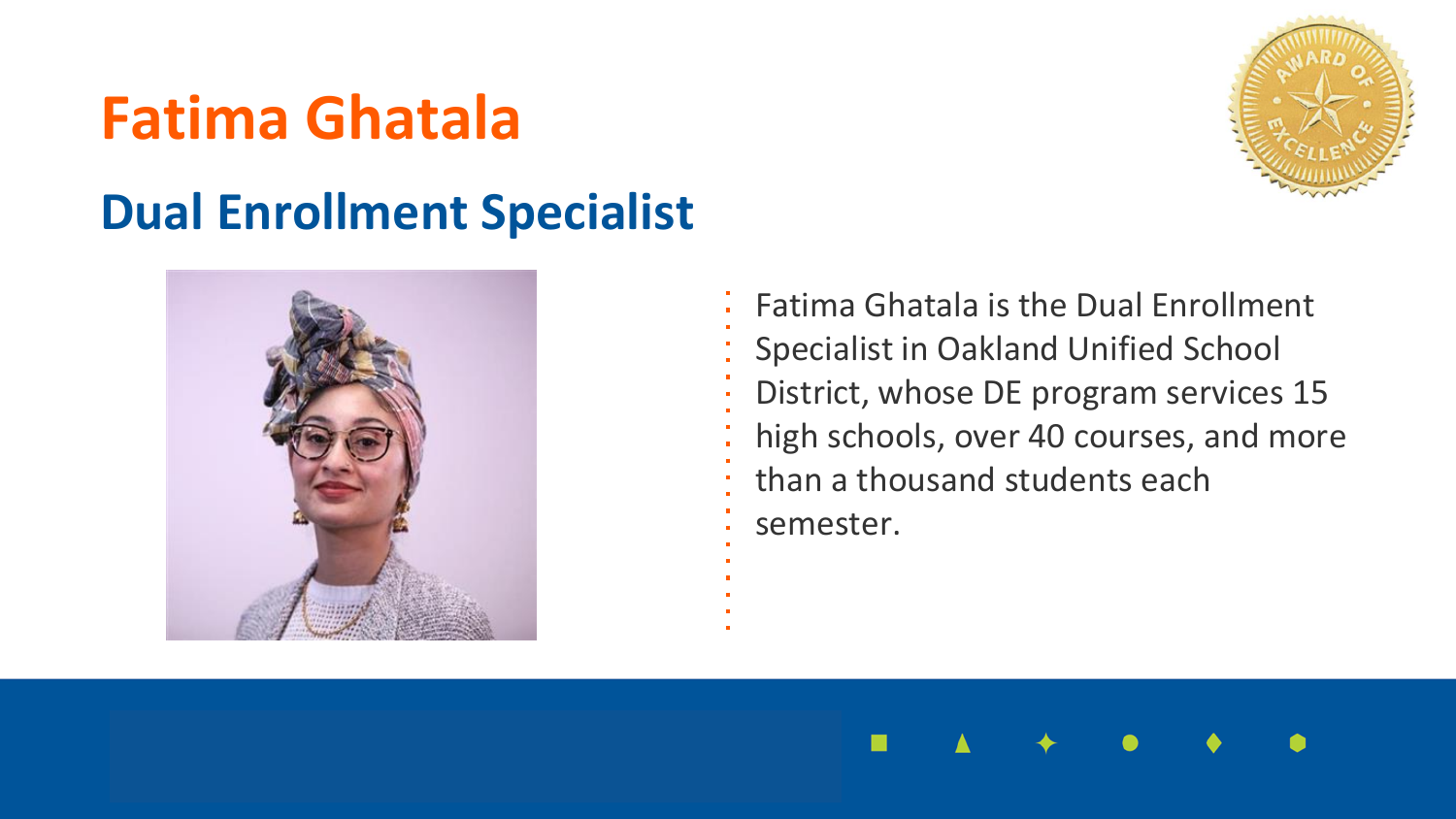# Fatima Ghatala

## Dual Enrollment Specialist

Fatima Ghatala is the Dual Enrollment Specialist in Oakland Unified School District, whose DE program services 15 high schools, over 40 courses, and more than a thousand students each semester.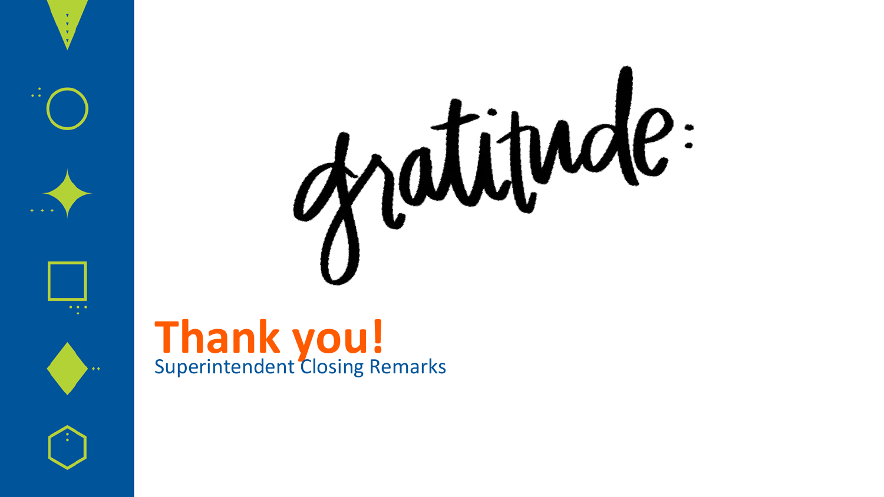gratitude:

# Thank you!

Superintendent Closing Remarks